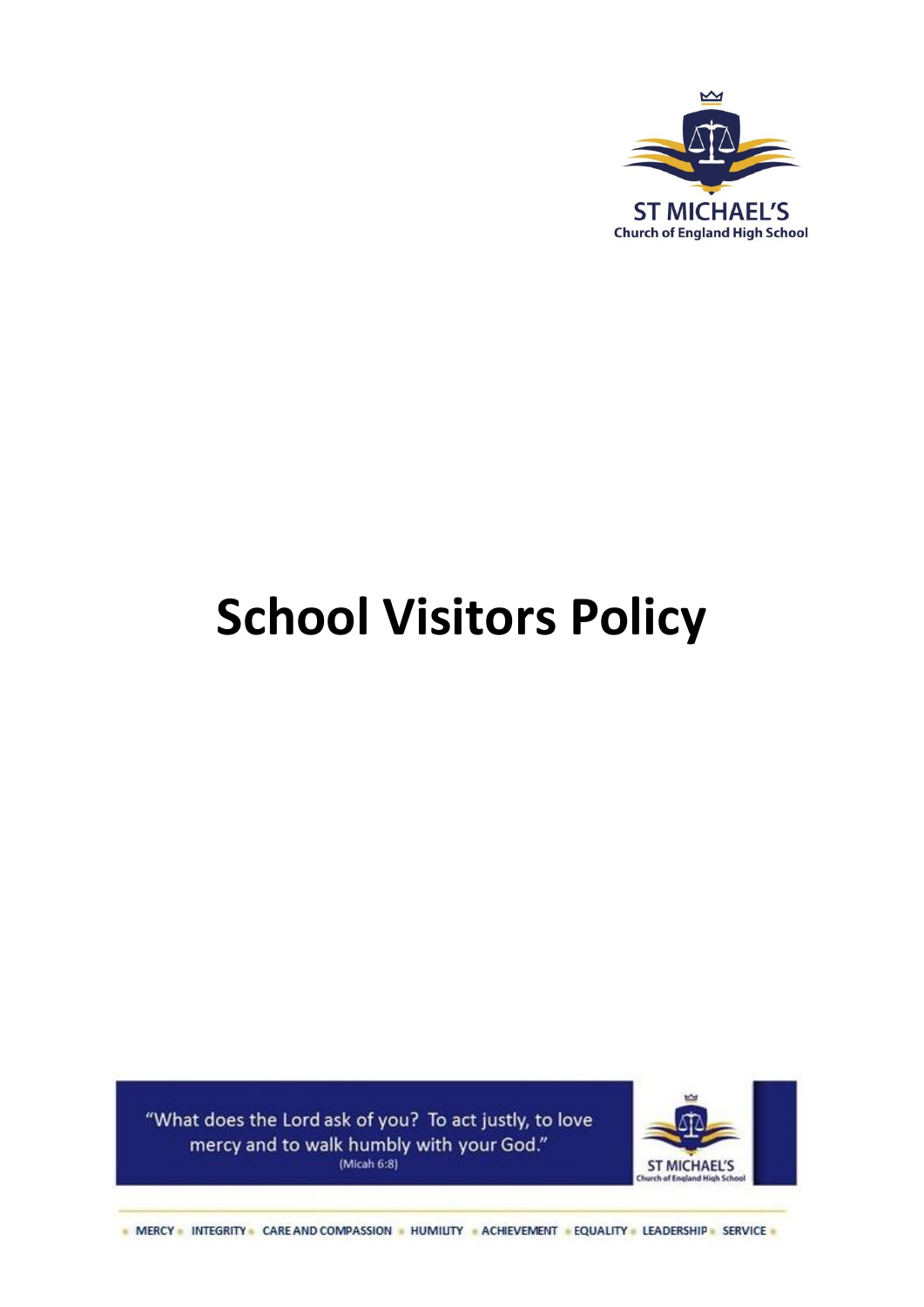ST MICHAEL'S
Church of England High School

# School Visitors Policy

"What does the Lord ask of you? To act justly, to love mercy and to walk humbly with your God."
(Micah 6:8)

ST MICHAEL'S
Church of England High School

MERCY • INTEGRITY • CARE AND COMPASSION • HUMILITY • ACHIEVEMENT • EQUALITY • LEADERSHIP • SERVICE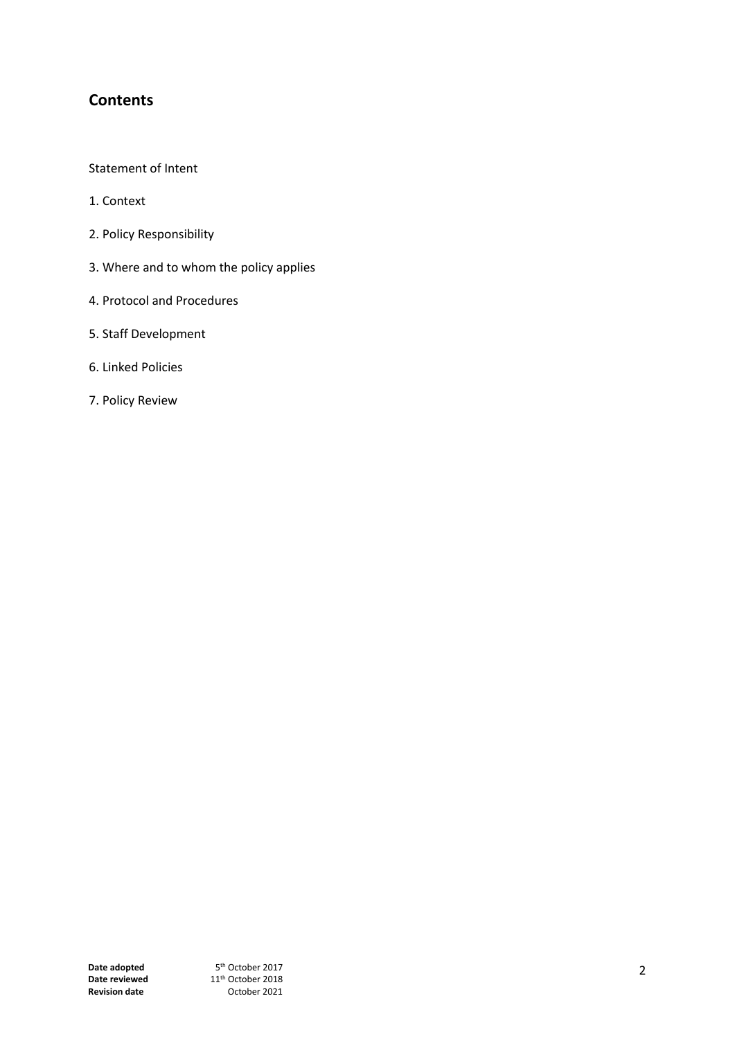## Contents

Statement of Intent

1. Context

2. Policy Responsibility

3. Where and to whom the policy applies

4. Protocol and Procedures

5. Staff Development

6. Linked Policies

7. Policy Review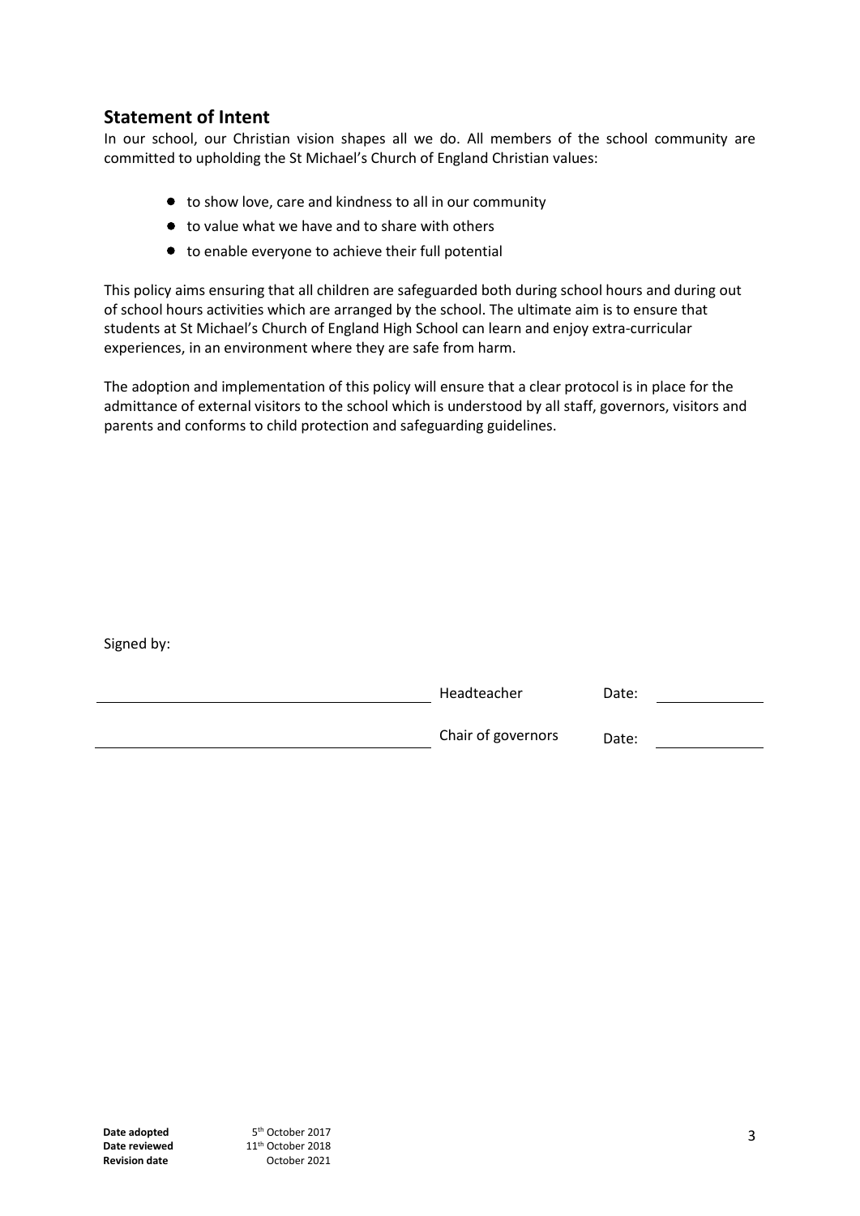## Statement of Intent

In our school, our Christian vision shapes all we do. All members of the school community are committed to upholding the St Michael's Church of England Christian values:

- to show love, care and kindness to all in our community
- to value what we have and to share with others
- to enable everyone to achieve their full potential

This policy aims ensuring that all children are safeguarded both during school hours and during out of school hours activities which are arranged by the school. The ultimate aim is to ensure that students at St Michael's Church of England High School can learn and enjoy extra-curricular experiences, in an environment where they are safe from harm.

The adoption and implementation of this policy will ensure that a clear protocol is in place for the admittance of external visitors to the school which is understood by all staff, governors, visitors and parents and conforms to child protection and safeguarding guidelines.

Signed by:

| | | | |
|---|---|---|---|
| ______________________ | Headteacher | Date: | ____________ |
| ______________________ | Chair of governors | Date: | ____________ |

**Date adopted** 5th October 2017
**Date reviewed** 11th October 2018
**Revision date** October 2021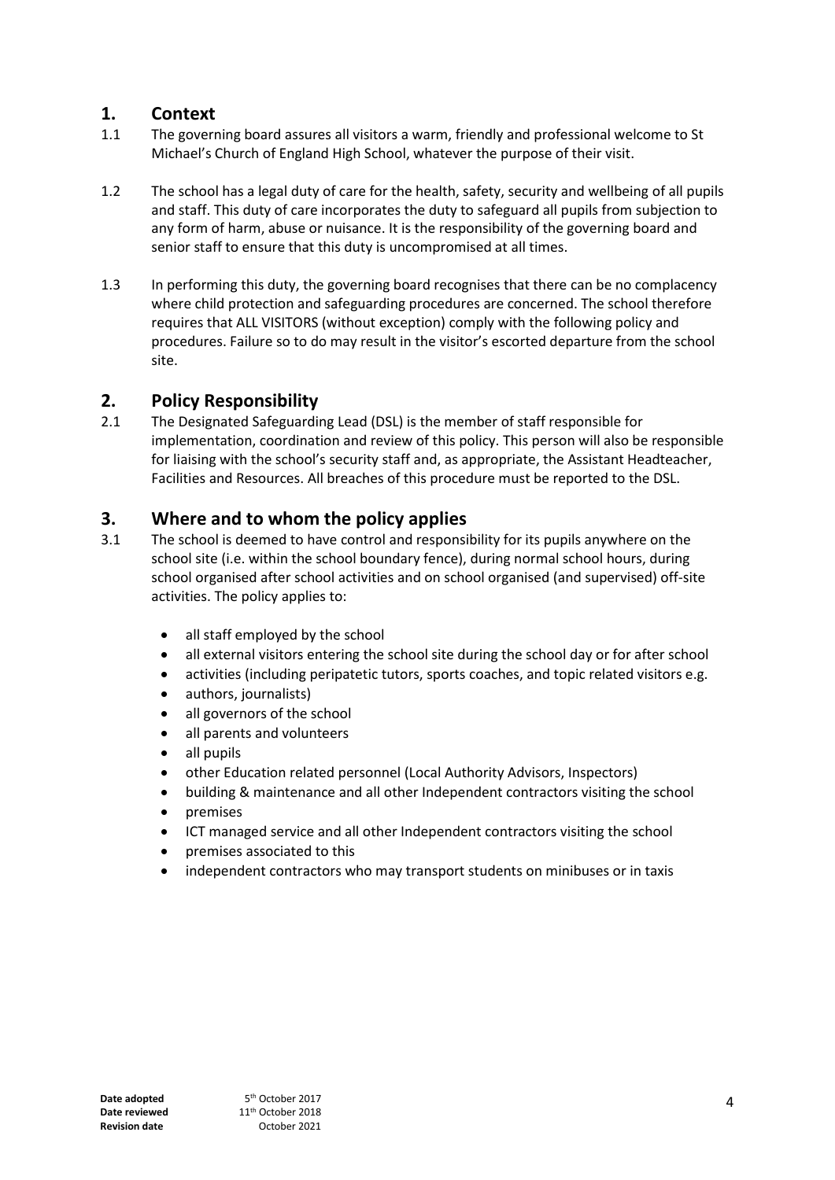## 1. Context

1.1 The governing board assures all visitors a warm, friendly and professional welcome to St Michael's Church of England High School, whatever the purpose of their visit.

1.2 The school has a legal duty of care for the health, safety, security and wellbeing of all pupils and staff. This duty of care incorporates the duty to safeguard all pupils from subjection to any form of harm, abuse or nuisance. It is the responsibility of the governing board and senior staff to ensure that this duty is uncompromised at all times.

1.3 In performing this duty, the governing board recognises that there can be no complacency where child protection and safeguarding procedures are concerned. The school therefore requires that ALL VISITORS (without exception) comply with the following policy and procedures. Failure so to do may result in the visitor's escorted departure from the school site.

## 2. Policy Responsibility

2.1 The Designated Safeguarding Lead (DSL) is the member of staff responsible for implementation, coordination and review of this policy. This person will also be responsible for liaising with the school's security staff and, as appropriate, the Assistant Headteacher, Facilities and Resources. All breaches of this procedure must be reported to the DSL.

## 3. Where and to whom the policy applies

3.1 The school is deemed to have control and responsibility for its pupils anywhere on the school site (i.e. within the school boundary fence), during normal school hours, during school organised after school activities and on school organised (and supervised) off-site activities. The policy applies to:

- all staff employed by the school
- all external visitors entering the school site during the school day or for after school
- activities (including peripatetic tutors, sports coaches, and topic related visitors e.g.
- authors, journalists)
- all governors of the school
- all parents and volunteers
- all pupils
- other Education related personnel (Local Authority Advisors, Inspectors)
- building & maintenance and all other Independent contractors visiting the school
- premises
- ICT managed service and all other Independent contractors visiting the school
- premises associated to this
- independent contractors who may transport students on minibuses or in taxis

**Date adopted** 5th October 2017
**Date reviewed** 11th October 2018
**Revision date** October 2021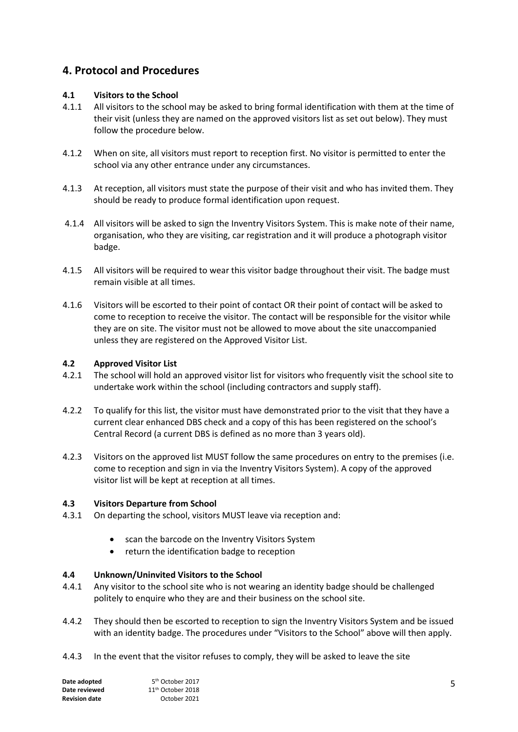## 4. Protocol and Procedures

### 4.1 Visitors to the School

4.1.1 All visitors to the school may be asked to bring formal identification with them at the time of their visit (unless they are named on the approved visitors list as set out below). They must follow the procedure below.

4.1.2 When on site, all visitors must report to reception first. No visitor is permitted to enter the school via any other entrance under any circumstances.

4.1.3 At reception, all visitors must state the purpose of their visit and who has invited them. They should be ready to produce formal identification upon request.

4.1.4 All visitors will be asked to sign the Inventry Visitors System. This is make note of their name, organisation, who they are visiting, car registration and it will produce a photograph visitor badge.

4.1.5 All visitors will be required to wear this visitor badge throughout their visit. The badge must remain visible at all times.

4.1.6 Visitors will be escorted to their point of contact OR their point of contact will be asked to come to reception to receive the visitor. The contact will be responsible for the visitor while they are on site. The visitor must not be allowed to move about the site unaccompanied unless they are registered on the Approved Visitor List.

### 4.2 Approved Visitor List

4.2.1 The school will hold an approved visitor list for visitors who frequently visit the school site to undertake work within the school (including contractors and supply staff).

4.2.2 To qualify for this list, the visitor must have demonstrated prior to the visit that they have a current clear enhanced DBS check and a copy of this has been registered on the school's Central Record (a current DBS is defined as no more than 3 years old).

4.2.3 Visitors on the approved list MUST follow the same procedures on entry to the premises (i.e. come to reception and sign in via the Inventry Visitors System). A copy of the approved visitor list will be kept at reception at all times.

### 4.3 Visitors Departure from School

4.3.1 On departing the school, visitors MUST leave via reception and:

- scan the barcode on the Inventry Visitors System
- return the identification badge to reception

### 4.4 Unknown/Uninvited Visitors to the School

4.4.1 Any visitor to the school site who is not wearing an identity badge should be challenged politely to enquire who they are and their business on the school site.

4.4.2 They should then be escorted to reception to sign the Inventry Visitors System and be issued with an identity badge. The procedures under "Visitors to the School" above will then apply.

4.4.3 In the event that the visitor refuses to comply, they will be asked to leave the site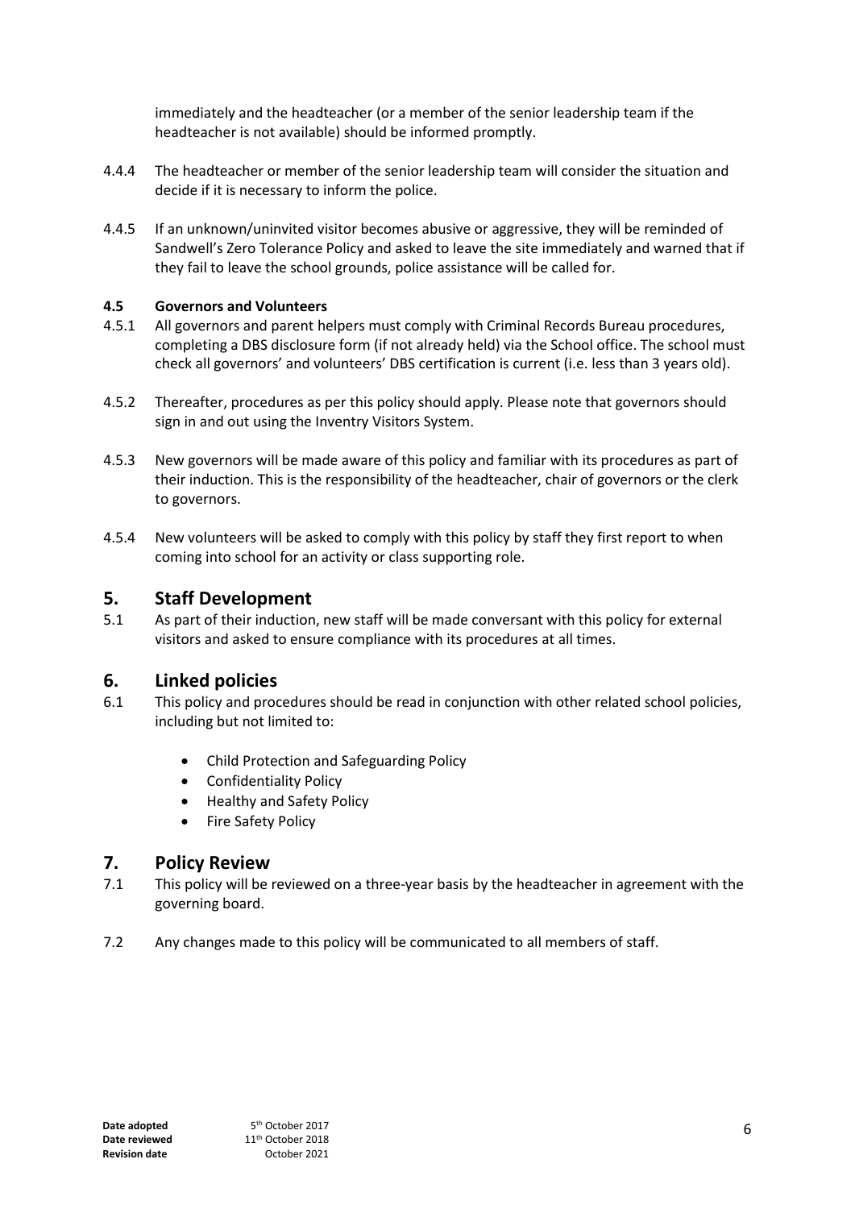immediately and the headteacher (or a member of the senior leadership team if the headteacher is not available) should be informed promptly.

4.4.4 The headteacher or member of the senior leadership team will consider the situation and decide if it is necessary to inform the police.

4.4.5 If an unknown/uninvited visitor becomes abusive or aggressive, they will be reminded of Sandwell's Zero Tolerance Policy and asked to leave the site immediately and warned that if they fail to leave the school grounds, police assistance will be called for.

#### 4.5 Governors and Volunteers

4.5.1 All governors and parent helpers must comply with Criminal Records Bureau procedures, completing a DBS disclosure form (if not already held) via the School office. The school must check all governors' and volunteers' DBS certification is current (i.e. less than 3 years old).

4.5.2 Thereafter, procedures as per this policy should apply. Please note that governors should sign in and out using the Inventry Visitors System.

4.5.3 New governors will be made aware of this policy and familiar with its procedures as part of their induction. This is the responsibility of the headteacher, chair of governors or the clerk to governors.

4.5.4 New volunteers will be asked to comply with this policy by staff they first report to when coming into school for an activity or class supporting role.

## 5. Staff Development

5.1 As part of their induction, new staff will be made conversant with this policy for external visitors and asked to ensure compliance with its procedures at all times.

## 6. Linked policies

6.1 This policy and procedures should be read in conjunction with other related school policies, including but not limited to:

- Child Protection and Safeguarding Policy
- Confidentiality Policy
- Healthy and Safety Policy
- Fire Safety Policy

## 7. Policy Review

7.1 This policy will be reviewed on a three-year basis by the headteacher in agreement with the governing board.

7.2 Any changes made to this policy will be communicated to all members of staff.

**Date adopted** 5th October 2017
**Date reviewed** 11th October 2018
**Revision date** October 2021